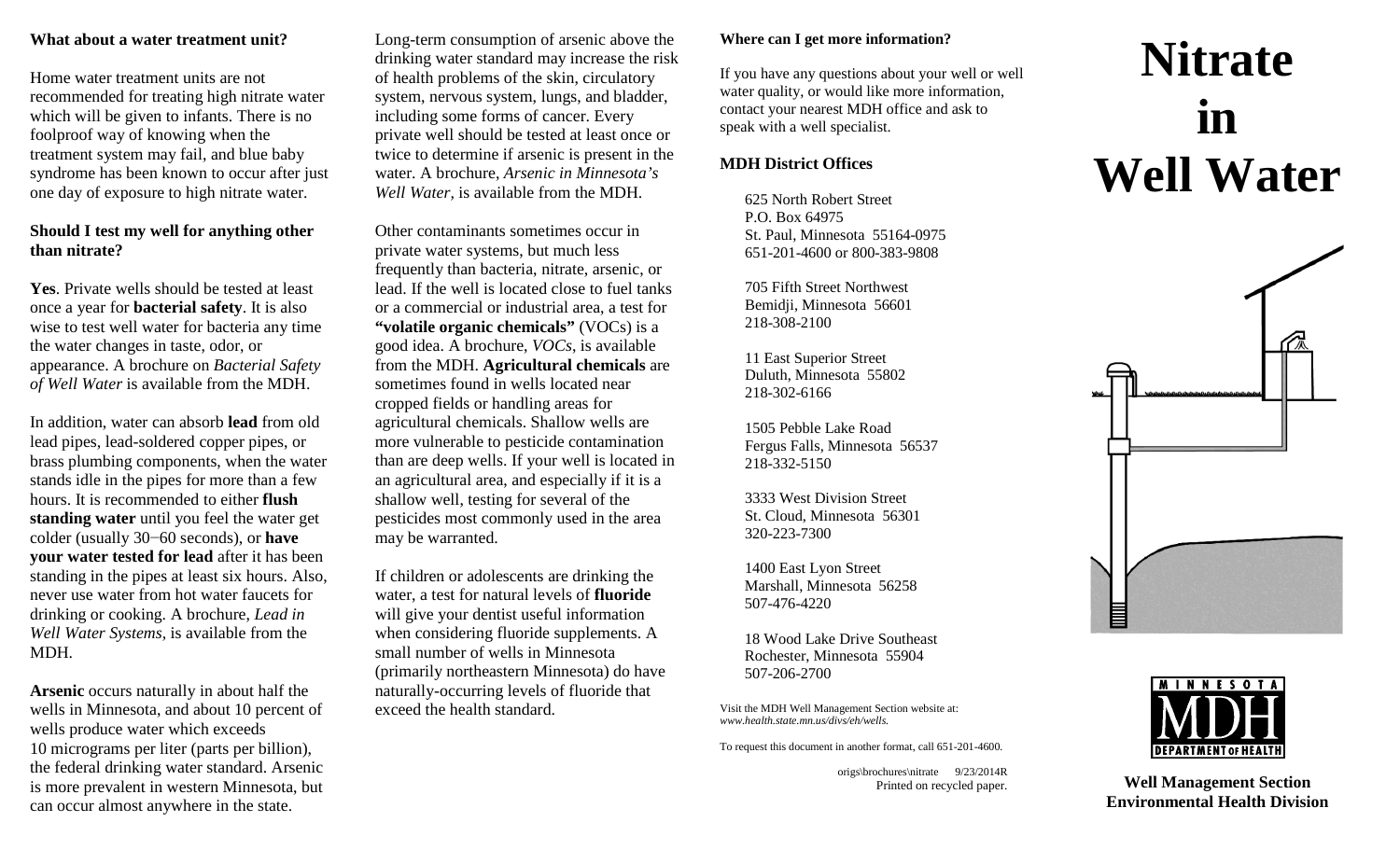### What about a water treatment unit?

Home water treatment units are not recommended for treating high nitrate water which will be given to infants. There is no foolproof way of knowing when the treatment system may fail, and blue baby syndrome has been known to occur after just one day of exposure to high nitrate water.

### Should I test my well for anything other than nitrate?

**Yes**. Private wells should be tested at least once a year for **bacterial safety**. It is also wise to test well water for bacteria any time the water changes in taste, odor, or appearance. A brochure on *Bacterial Safety of Well Water* is available from the MDH.

In addition, water can absorb **lead** from old lead pipes, lead-soldered copper pipes, or brass plumbing components, when the water stands idle in the pipes for more than a few hours. It is recommended to either **flush standing water** until you feel the water get colder (usually 30−60 seconds), or **have your water tested for lead** after it has been standing in the pipes at least six hours. Also, never use water from hot water faucets for drinking or cooking. A brochure, *Lead in Well Water Systems*, is available from the MDH.

**Arsenic** occurs naturally in about half the wells in Minnesota, and about 10 percent of wells produce water which exceeds 10 micrograms per liter (parts per billion), the federal drinking water standard. Arsenic is more prevalent in western Minnesota, but can occur almost anywhere in the state.

Long-term consumption of arsenic above the drinking water standard may increase the risk of health problems of the skin, circulatory system, nervous system, lungs, and bladder, including some forms of cancer. Every private well should be tested at least once or twice to determine if arsenic is present in the water. A brochure, *Arsenic in Minnesota's Well Water,* is available from the MDH.

Other contaminants sometimes occur in private water systems, but much less frequently than bacteria, nitrate, arsenic, or lead. If the well is located close to fuel tanks or a commercial or industrial area, a test for **"volatile organic chemicals"** (VOCs) is a good idea. A brochure, *VOCs*, is available from the MDH. **Agricultural chemicals** are sometimes found in wells located near cropped fields or handling areas for agricultural chemicals. Shallow wells are more vulnerable to pesticide contamination than are deep wells. If your well is located in an agricultural area, and especially if it is a shallow well, testing for several of the pesticides most commonly used in the area may be warranted.

If children or adolescents are drinking the water, a test for natural levels of **fluoride** will give your dentist useful information when considering fluoride supplements. A small number of wells in Minnesota (primarily northeastern Minnesota) do have naturally-occurring levels of fluoride that exceed the health standard.

### Where can I get more information?

If you have any questions about your well or well water quality, or would like more information, contact your nearest MDH office and ask to speak with a well specialist.

### MDH District Offices

625 North Robert Street
P.O. Box 64975
St. Paul, Minnesota 55164-0975
651-201-4600 or 800-383-9808

705 Fifth Street Northwest
Bemidji, Minnesota 56601
218-308-2100

11 East Superior Street
Duluth, Minnesota 55802
218-302-6166

1505 Pebble Lake Road
Fergus Falls, Minnesota 56537
218-332-5150

3333 West Division Street
St. Cloud, Minnesota 56301
320-223-7300

1400 East Lyon Street
Marshall, Minnesota 56258
507-476-4220

18 Wood Lake Drive Southeast
Rochester, Minnesota 55904
507-206-2700

Visit the MDH Well Management Section website at: *www.health.state.mn.us/divs/eh/wells.*

To request this document in another format, call 651-201-4600.

origs\brochures\nitrate 9/23/2014R
Printed on recycled paper.

# Nitrate in Well Water

MINNESOTA MDH DEPARTMENT OF HEALTH

**Well Management Section**
**Environmental Health Division**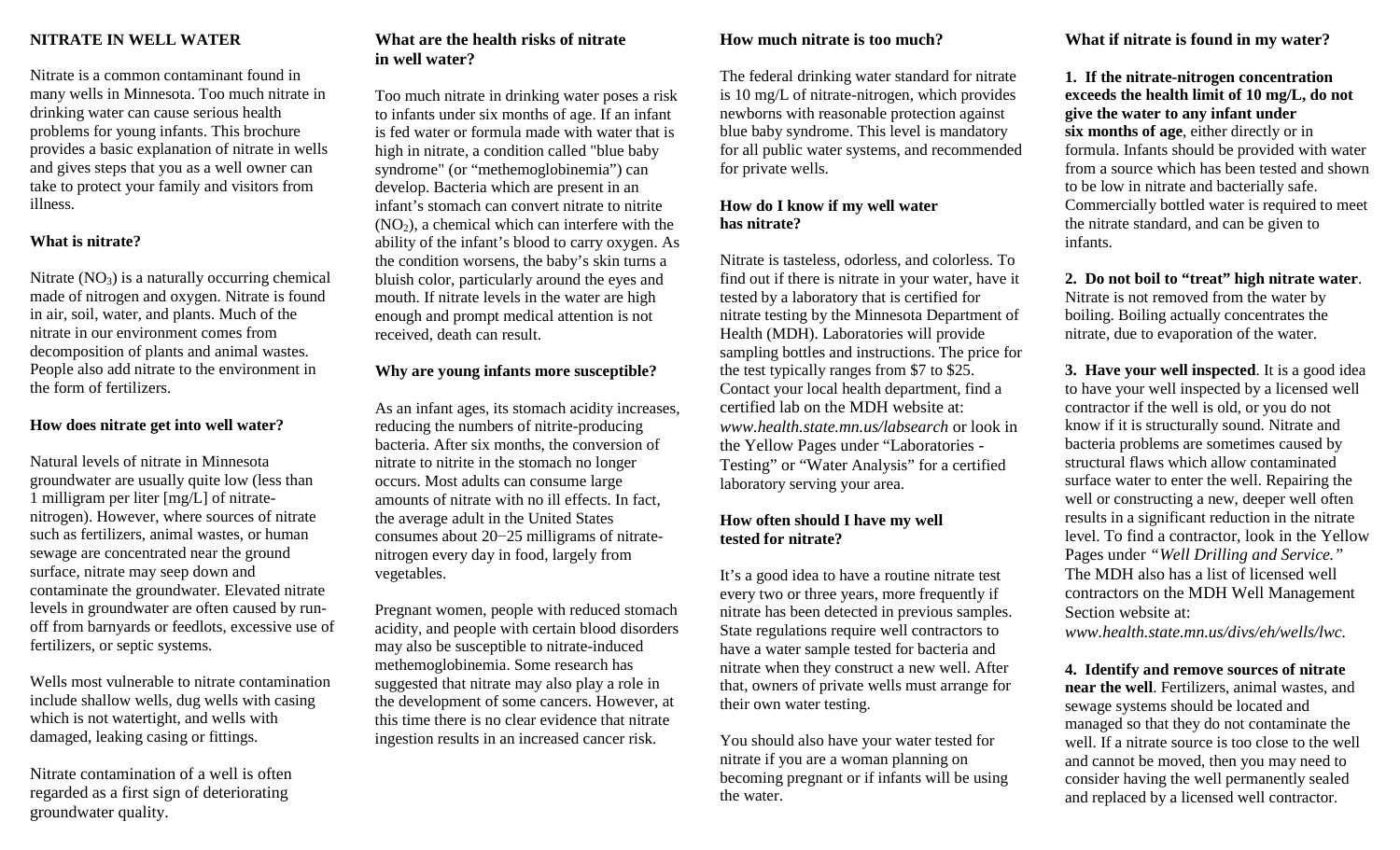## NITRATE IN WELL WATER

Nitrate is a common contaminant found in many wells in Minnesota. Too much nitrate in drinking water can cause serious health problems for young infants. This brochure provides a basic explanation of nitrate in wells and gives steps that you as a well owner can take to protect your family and visitors from illness.

### What is nitrate?

Nitrate ($NO_3$) is a naturally occurring chemical made of nitrogen and oxygen. Nitrate is found in air, soil, water, and plants. Much of the nitrate in our environment comes from decomposition of plants and animal wastes. People also add nitrate to the environment in the form of fertilizers.

### How does nitrate get into well water?

Natural levels of nitrate in Minnesota groundwater are usually quite low (less than 1 milligram per liter [mg/L] of nitrate-nitrogen). However, where sources of nitrate such as fertilizers, animal wastes, or human sewage are concentrated near the ground surface, nitrate may seep down and contaminate the groundwater. Elevated nitrate levels in groundwater are often caused by run-off from barnyards or feedlots, excessive use of fertilizers, or septic systems.

Wells most vulnerable to nitrate contamination include shallow wells, dug wells with casing which is not watertight, and wells with damaged, leaking casing or fittings.

Nitrate contamination of a well is often regarded as a first sign of deteriorating groundwater quality.

### What are the health risks of nitrate in well water?

Too much nitrate in drinking water poses a risk to infants under six months of age. If an infant is fed water or formula made with water that is high in nitrate, a condition called "blue baby syndrome" (or "methemoglobinemia") can develop. Bacteria which are present in an infant's stomach can convert nitrate to nitrite ($NO_2$), a chemical which can interfere with the ability of the infant's blood to carry oxygen. As the condition worsens, the baby's skin turns a bluish color, particularly around the eyes and mouth. If nitrate levels in the water are high enough and prompt medical attention is not received, death can result.

### Why are young infants more susceptible?

As an infant ages, its stomach acidity increases, reducing the numbers of nitrite-producing bacteria. After six months, the conversion of nitrate to nitrite in the stomach no longer occurs. Most adults can consume large amounts of nitrate with no ill effects. In fact, the average adult in the United States consumes about 20−25 milligrams of nitrate-nitrogen every day in food, largely from vegetables.

Pregnant women, people with reduced stomach acidity, and people with certain blood disorders may also be susceptible to nitrate-induced methemoglobinemia. Some research has suggested that nitrate may also play a role in the development of some cancers. However, at this time there is no clear evidence that nitrate ingestion results in an increased cancer risk.

### How much nitrate is too much?

The federal drinking water standard for nitrate is 10 mg/L of nitrate-nitrogen, which provides newborns with reasonable protection against blue baby syndrome. This level is mandatory for all public water systems, and recommended for private wells.

### How do I know if my well water has nitrate?

Nitrate is tasteless, odorless, and colorless. To find out if there is nitrate in your water, have it tested by a laboratory that is certified for nitrate testing by the Minnesota Department of Health (MDH). Laboratories will provide sampling bottles and instructions. The price for the test typically ranges from $7 to $25. Contact your local health department, find a certified lab on the MDH website at: *www.health.state.mn.us/labsearch* or look in the Yellow Pages under "Laboratories - Testing" or "Water Analysis" for a certified laboratory serving your area.

### How often should I have my well tested for nitrate?

It's a good idea to have a routine nitrate test every two or three years, more frequently if nitrate has been detected in previous samples. State regulations require well contractors to have a water sample tested for bacteria and nitrate when they construct a new well. After that, owners of private wells must arrange for their own water testing.

You should also have your water tested for nitrate if you are a woman planning on becoming pregnant or if infants will be using the water.

### What if nitrate is found in my water?

**1. If the nitrate-nitrogen concentration exceeds the health limit of 10 mg/L, do not give the water to any infant under six months of age**, either directly or in formula. Infants should be provided with water from a source which has been tested and shown to be low in nitrate and bacterially safe. Commercially bottled water is required to meet the nitrate standard, and can be given to infants.

**2. Do not boil to "treat" high nitrate water**. Nitrate is not removed from the water by boiling. Boiling actually concentrates the nitrate, due to evaporation of the water.

**3. Have your well inspected**. It is a good idea to have your well inspected by a licensed well contractor if the well is old, or you do not know if it is structurally sound. Nitrate and bacteria problems are sometimes caused by structural flaws which allow contaminated surface water to enter the well. Repairing the well or constructing a new, deeper well often results in a significant reduction in the nitrate level. To find a contractor, look in the Yellow Pages under *"Well Drilling and Service."* The MDH also has a list of licensed well contractors on the MDH Well Management Section website at: *www.health.state.mn.us/divs/eh/wells/lwc.*

**4. Identify and remove sources of nitrate near the well**. Fertilizers, animal wastes, and sewage systems should be located and managed so that they do not contaminate the well. If a nitrate source is too close to the well and cannot be moved, then you may need to consider having the well permanently sealed and replaced by a licensed well contractor.